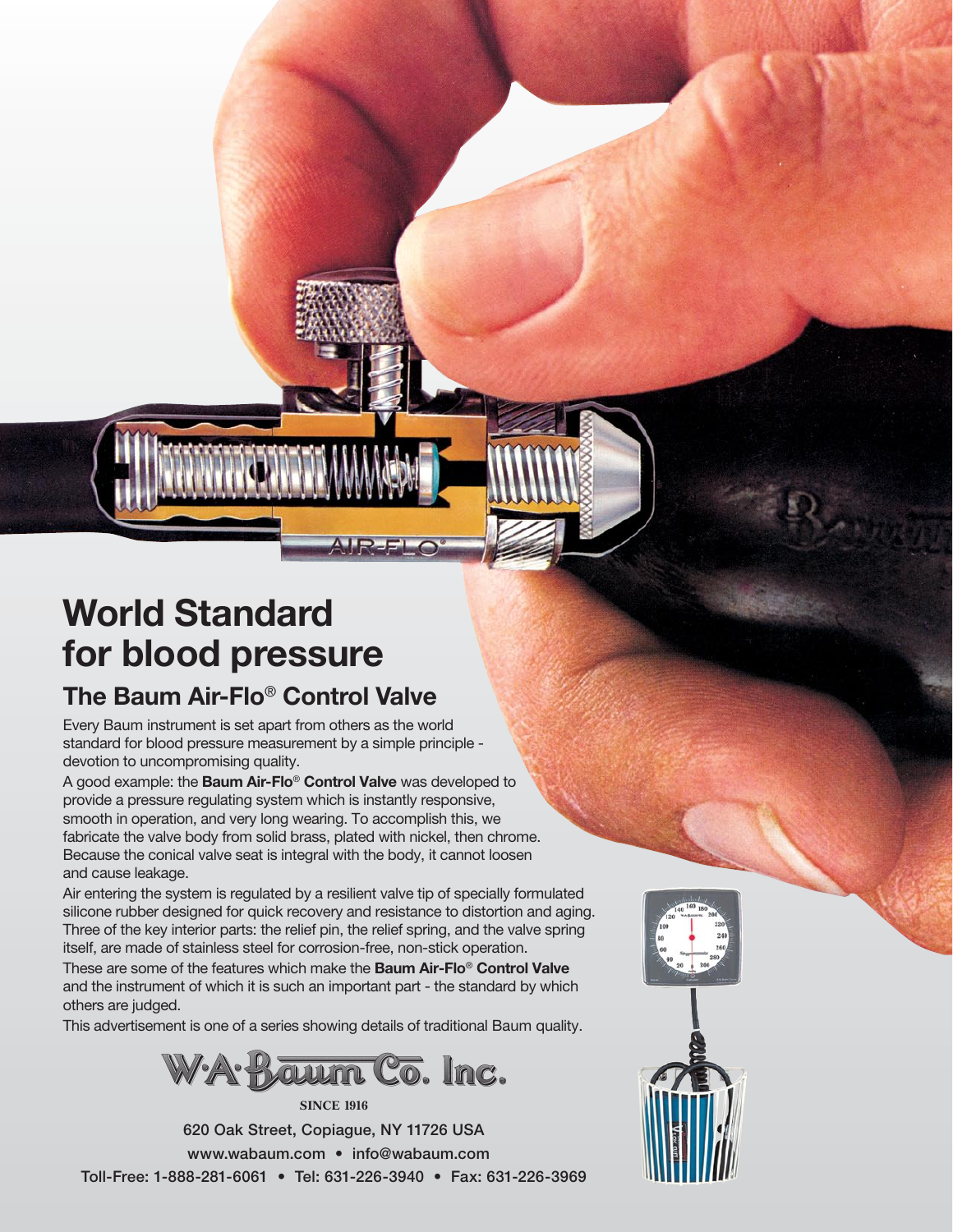# World Standard for blood pressure

## The Baum Air-Flo® Control Valve

Every Baum instrument is set apart from others as the world standard for blood pressure measurement by a simple principle - devotion to uncompromising quality.

A good example: the **Baum Air-Flo® Control Valve** was developed to provide a pressure regulating system which is instantly responsive, smooth in operation, and very long wearing. To accomplish this, we fabricate the valve body from solid brass, plated with nickel, then chrome. Because the conical valve seat is integral with the body, it cannot loosen and cause leakage.

Air entering the system is regulated by a resilient valve tip of specially formulated silicone rubber designed for quick recovery and resistance to distortion and aging. Three of the key interior parts: the relief pin, the relief spring, and the valve spring itself, are made of stainless steel for corrosion-free, non-stick operation.

These are some of the features which make the **Baum Air-Flo® Control Valve** and the instrument of which it is such an important part - the standard by which others are judged.

This advertisement is one of a series showing details of traditional Baum quality.

W·A·Baum Co. Inc.

SINCE 1916

620 Oak Street, Copiague, NY 11726 USA

www.wabaum.com • info@wabaum.com

Toll-Free: 1-888-281-6061 • Tel: 631-226-3940 • Fax: 631-226-3969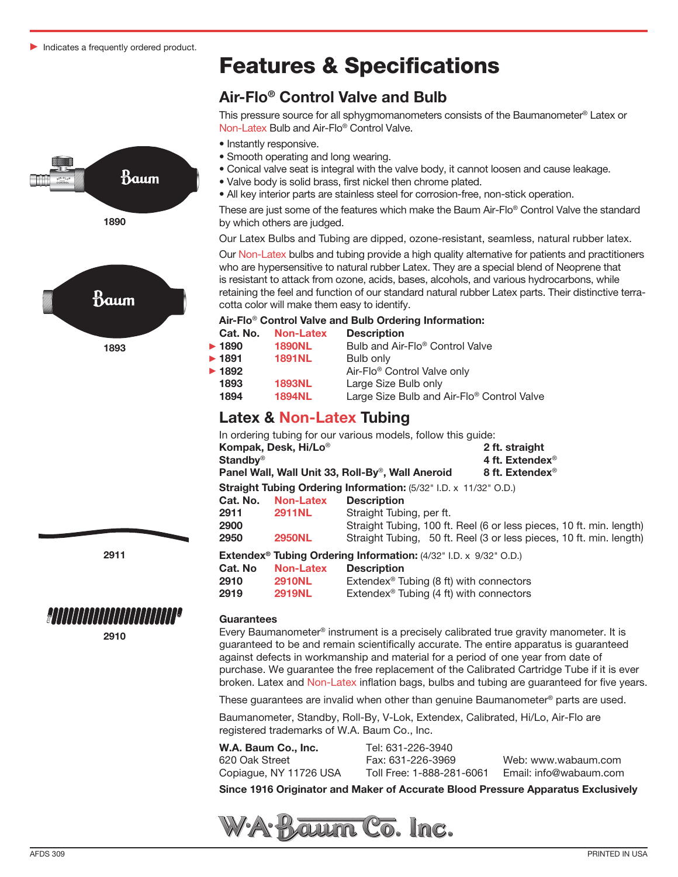► Indicates a frequently ordered product.

# Features & Specifications

## Air-Flo® Control Valve and Bulb

This pressure source for all sphygmomanometers consists of the Baumanometer® Latex or Non-Latex Bulb and Air-Flo® Control Valve.

- Instantly responsive.
- Smooth operating and long wearing.
- Conical valve seat is integral with the valve body, it cannot loosen and cause leakage.
- Valve body is solid brass, first nickel then chrome plated.
- All key interior parts are stainless steel for corrosion-free, non-stick operation.

These are just some of the features which make the Baum Air-Flo® Control Valve the standard by which others are judged.

Our Latex Bulbs and Tubing are dipped, ozone-resistant, seamless, natural rubber latex.

Our Non-Latex bulbs and tubing provide a high quality alternative for patients and practitioners who are hypersensitive to natural rubber Latex. They are a special blend of Neoprene that is resistant to attack from ozone, acids, bases, alcohols, and various hydrocarbons, while retaining the feel and function of our standard natural rubber Latex parts. Their distinctive terra-cotta color will make them easy to identify.

1890

1893

**Air-Flo® Control Valve and Bulb Ordering Information:**

| Cat. No. | Non-Latex | Description |
|---|---|---|
| ► 1890 | 1890NL | Bulb and Air-Flo® Control Valve |
| ► 1891 | 1891NL | Bulb only |
| ► 1892 | | Air-Flo® Control Valve only |
| 1893 | 1893NL | Large Size Bulb only |
| 1894 | 1894NL | Large Size Bulb and Air-Flo® Control Valve |

## Latex & Non-Latex Tubing

In ordering tubing for our various models, follow this guide:

| | |
|---|---|
| **Kompak, Desk, Hi/Lo®** | **2 ft. straight** |
| **Standby®** | **4 ft. Extendex®** |
| **Panel Wall, Wall Unit 33, Roll-By®, Wall Aneroid** | **8 ft. Extendex®** |

**Straight Tubing Ordering Information:** (5/32" I.D. x 11/32" O.D.)

| Cat. No. | Non-Latex | Description |
|---|---|---|
| 2911 | 2911NL | Straight Tubing, per ft. |
| 2900 | | Straight Tubing, 100 ft. Reel (6 or less pieces, 10 ft. min. length) |
| 2950 | 2950NL | Straight Tubing, 50 ft. Reel (3 or less pieces, 10 ft. min. length) |

**Extendex® Tubing Ordering Information:** (4/32" I.D. x 9/32" O.D.)

| Cat. No | Non-Latex | Description |
|---|---|---|
| 2910 | 2910NL | Extendex® Tubing (8 ft) with connectors |
| 2919 | 2919NL | Extendex® Tubing (4 ft) with connectors |

2911

2910

### Guarantees

Every Baumanometer® instrument is a precisely calibrated true gravity manometer. It is guaranteed to be and remain scientifically accurate. The entire apparatus is guaranteed against defects in workmanship and material for a period of one year from date of purchase. We guarantee the free replacement of the Calibrated Cartridge Tube if it is ever broken. Latex and Non-Latex inflation bags, bulbs and tubing are guaranteed for five years.

These guarantees are invalid when other than genuine Baumanometer® parts are used.

Baumanometer, Standby, Roll-By, V-Lok, Extendex, Calibrated, Hi/Lo, Air-Flo are registered trademarks of W.A. Baum Co., Inc.

**W.A. Baum Co., Inc.**
620 Oak Street
Copiague, NY 11726 USA

Tel: 631-226-3940
Fax: 631-226-3969
Toll Free: 1-888-281-6061

Web: www.wabaum.com
Email: info@wabaum.com

**Since 1916 Originator and Maker of Accurate Blood Pressure Apparatus Exclusively**

W·A·Baum Co. Inc.

AFDS 309

PRINTED IN USA